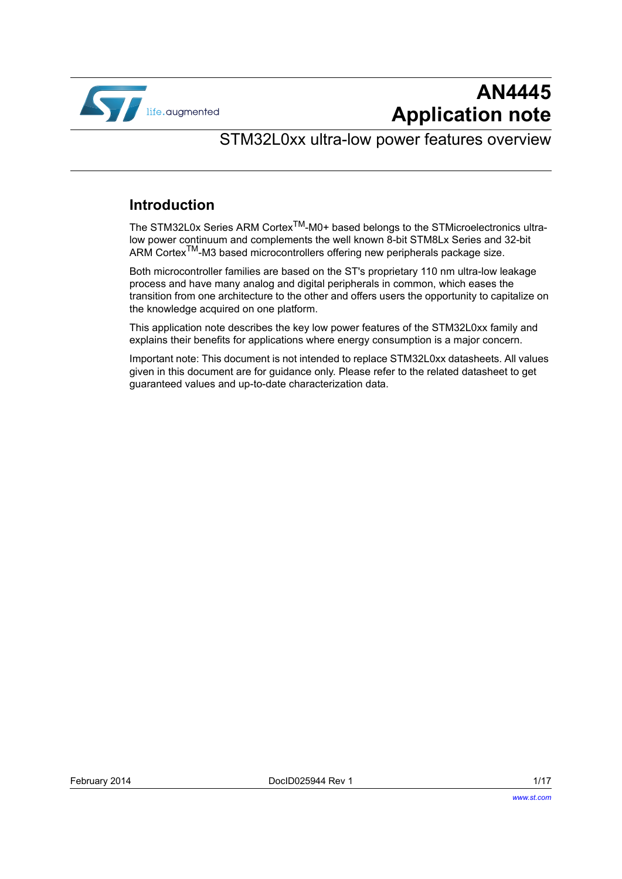# AN4445
# Application note

## STM32L0xx ultra-low power features overview

## Introduction

The STM32L0x Series ARM Cortex$^{TM}$-M0+ based belongs to the STMicroelectronics ultra-low power continuum and complements the well known 8-bit STM8Lx Series and 32-bit ARM Cortex$^{TM}$-M3 based microcontrollers offering new peripherals package size.

Both microcontroller families are based on the ST's proprietary 110 nm ultra-low leakage process and have many analog and digital peripherals in common, which eases the transition from one architecture to the other and offers users the opportunity to capitalize on the knowledge acquired on one platform.

This application note describes the key low power features of the STM32L0xx family and explains their benefits for applications where energy consumption is a major concern.

Important note: This document is not intended to replace STM32L0xx datasheets. All values given in this document are for guidance only. Please refer to the related datasheet to get guaranteed values and up-to-date characterization data.

February 2014 DocID025944 Rev 1

www.st.com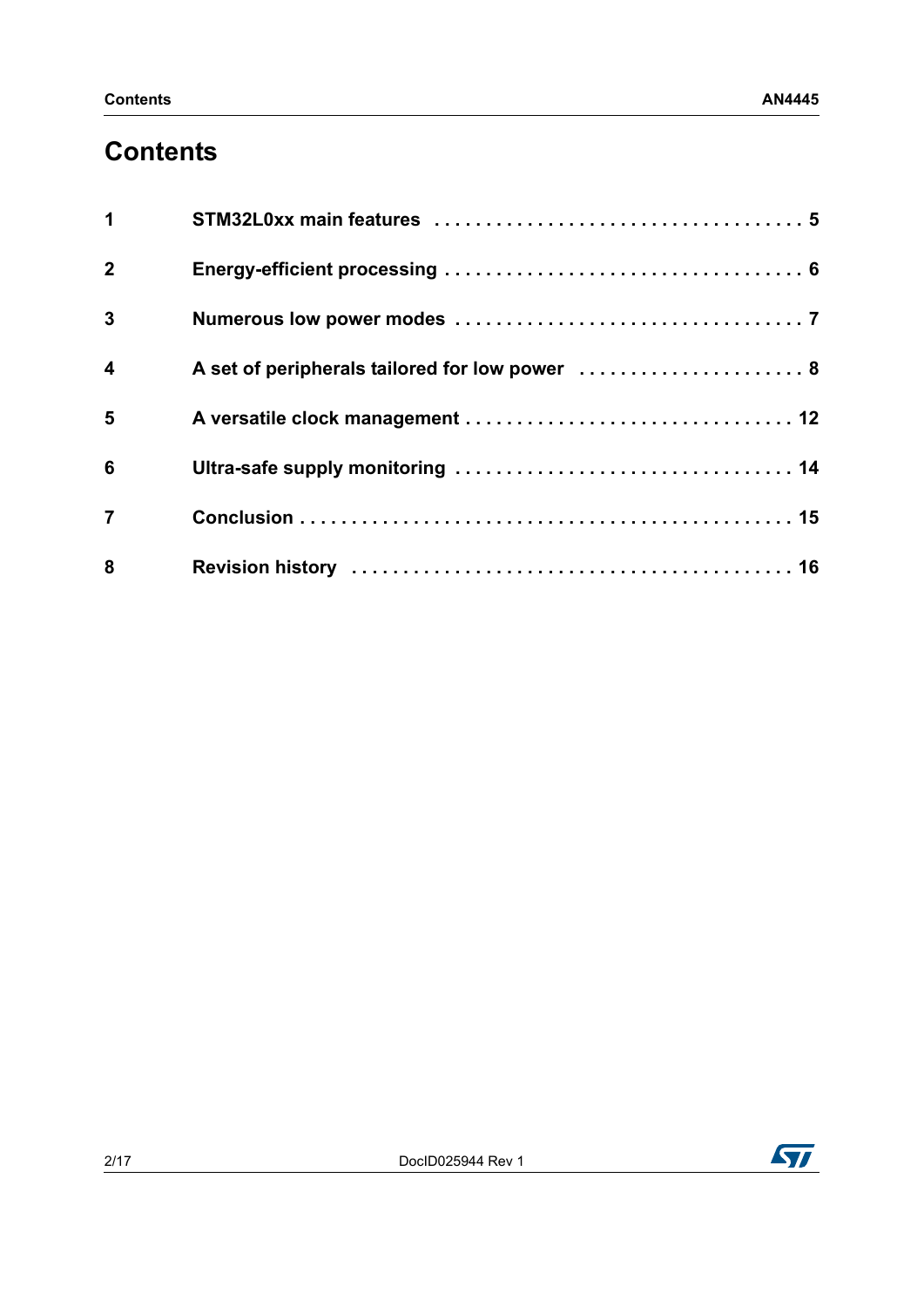# Contents

1 STM32L0xx main features . . . . . . . . . . . . . . . . . . . . . . . . . . . . . . . . . . . . 5

2 Energy-efficient processing . . . . . . . . . . . . . . . . . . . . . . . . . . . . . . . . . . 6

3 Numerous low power modes . . . . . . . . . . . . . . . . . . . . . . . . . . . . . . . . . 7

4 A set of peripherals tailored for low power . . . . . . . . . . . . . . . . . . . . . . 8

5 A versatile clock management . . . . . . . . . . . . . . . . . . . . . . . . . . . . . . . 12

6 Ultra-safe supply monitoring . . . . . . . . . . . . . . . . . . . . . . . . . . . . . . . . 14

7 Conclusion . . . . . . . . . . . . . . . . . . . . . . . . . . . . . . . . . . . . . . . . . . . . . 15

8 Revision history . . . . . . . . . . . . . . . . . . . . . . . . . . . . . . . . . . . . . . . . . 16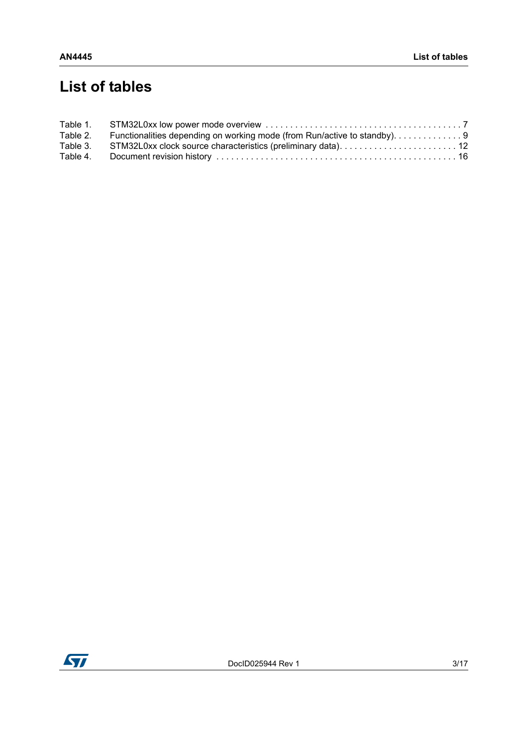# List of tables

Table 1. STM32L0xx low power mode overview . . . . . . . . . . . . . . . . . . . . . . . . . . . . . . . . . . . . . . . . 7

Table 2. Functionalities depending on working mode (from Run/active to standby). . . . . . . . . . . . . . 9

Table 3. STM32L0xx clock source characteristics (preliminary data). . . . . . . . . . . . . . . . . . . . . . . . 12

Table 4. Document revision history . . . . . . . . . . . . . . . . . . . . . . . . . . . . . . . . . . . . . . . . . . . . . . . . 16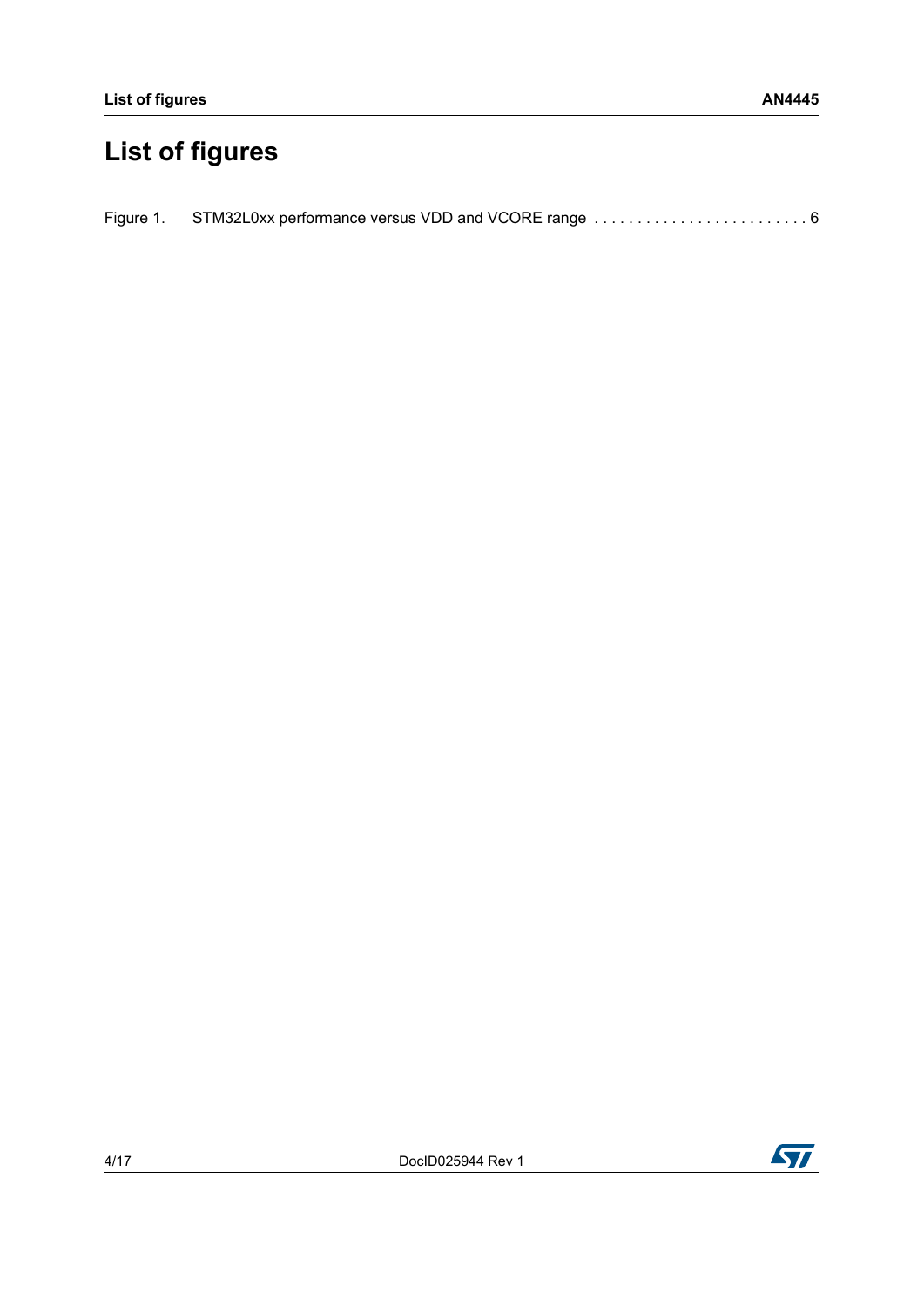# List of figures

Figure 1. STM32L0xx performance versus VDD and VCORE range . . . . . . . . . . . . . . . . . . . . . . . . . 6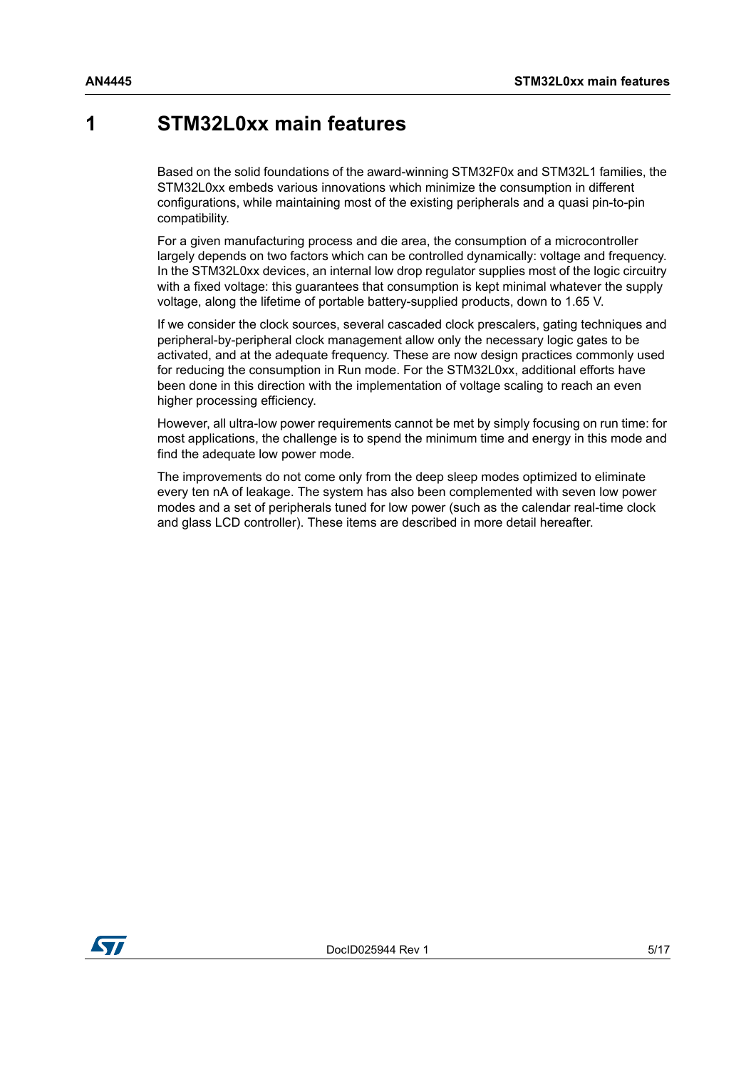# 1 STM32L0xx main features

Based on the solid foundations of the award-winning STM32F0x and STM32L1 families, the STM32L0xx embeds various innovations which minimize the consumption in different configurations, while maintaining most of the existing peripherals and a quasi pin-to-pin compatibility.

For a given manufacturing process and die area, the consumption of a microcontroller largely depends on two factors which can be controlled dynamically: voltage and frequency. In the STM32L0xx devices, an internal low drop regulator supplies most of the logic circuitry with a fixed voltage: this guarantees that consumption is kept minimal whatever the supply voltage, along the lifetime of portable battery-supplied products, down to 1.65 V.

If we consider the clock sources, several cascaded clock prescalers, gating techniques and peripheral-by-peripheral clock management allow only the necessary logic gates to be activated, and at the adequate frequency. These are now design practices commonly used for reducing the consumption in Run mode. For the STM32L0xx, additional efforts have been done in this direction with the implementation of voltage scaling to reach an even higher processing efficiency.

However, all ultra-low power requirements cannot be met by simply focusing on run time: for most applications, the challenge is to spend the minimum time and energy in this mode and find the adequate low power mode.

The improvements do not come only from the deep sleep modes optimized to eliminate every ten nA of leakage. The system has also been complemented with seven low power modes and a set of peripherals tuned for low power (such as the calendar real-time clock and glass LCD controller). These items are described in more detail hereafter.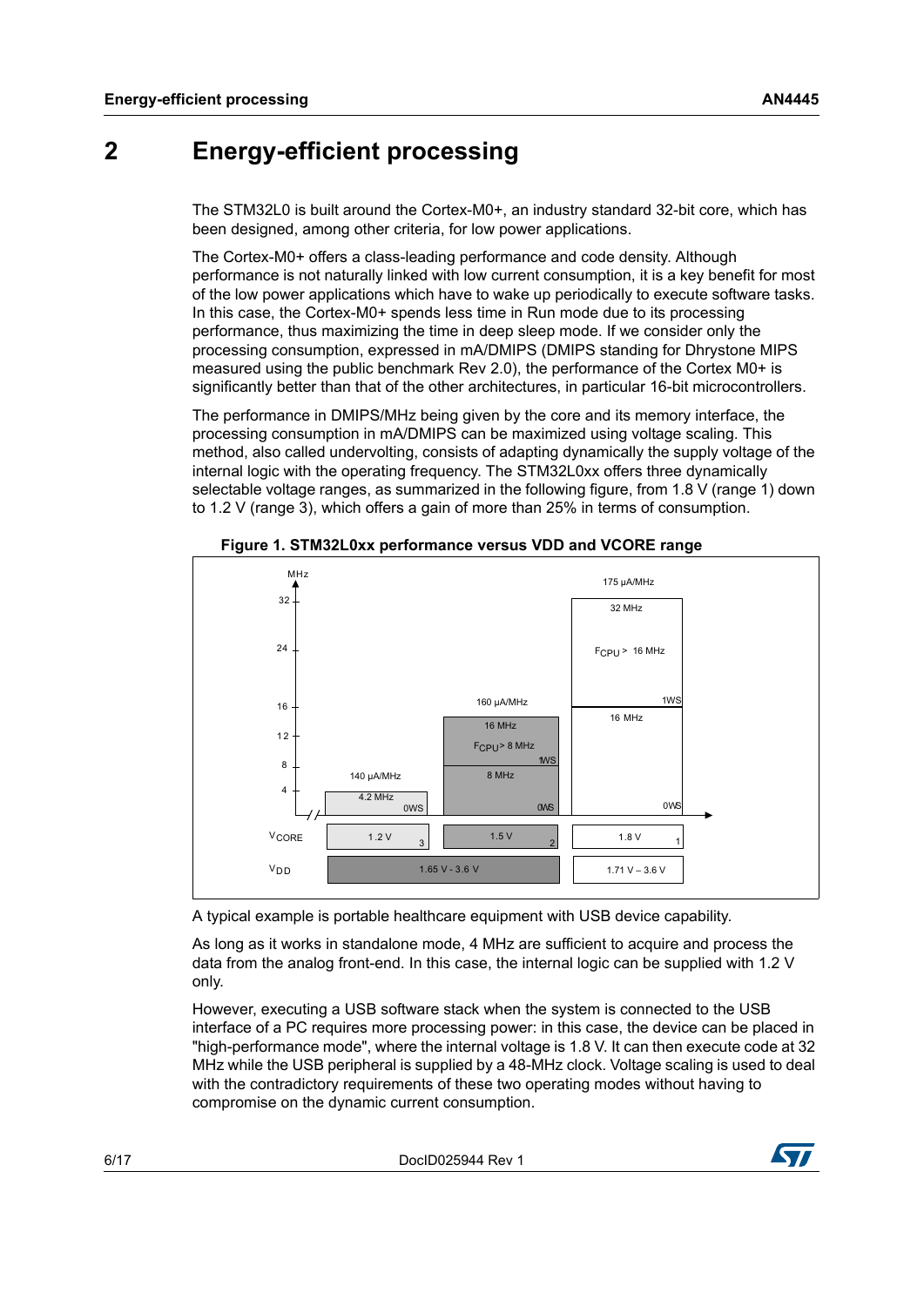# 2 Energy-efficient processing

The STM32L0 is built around the Cortex-M0+, an industry standard 32-bit core, which has been designed, among other criteria, for low power applications.

The Cortex-M0+ offers a class-leading performance and code density. Although performance is not naturally linked with low current consumption, it is a key benefit for most of the low power applications which have to wake up periodically to execute software tasks. In this case, the Cortex-M0+ spends less time in Run mode due to its processing performance, thus maximizing the time in deep sleep mode. If we consider only the processing consumption, expressed in mA/DMIPS (DMIPS standing for Dhrystone MIPS measured using the public benchmark Rev 2.0), the performance of the Cortex M0+ is significantly better than that of the other architectures, in particular 16-bit microcontrollers.

The performance in DMIPS/MHz being given by the core and its memory interface, the processing consumption in mA/DMIPS can be maximized using voltage scaling. This method, also called undervolting, consists of adapting dynamically the supply voltage of the internal logic with the operating frequency. The STM32L0xx offers three dynamically selectable voltage ranges, as summarized in the following figure, from 1.8 V (range 1) down to 1.2 V (range 3), which offers a gain of more than 25% in terms of consumption.

**Figure 1. STM32L0xx performance versus VDD and VCORE range**

A typical example is portable healthcare equipment with USB device capability.

As long as it works in standalone mode, 4 MHz are sufficient to acquire and process the data from the analog front-end. In this case, the internal logic can be supplied with 1.2 V only.

However, executing a USB software stack when the system is connected to the USB interface of a PC requires more processing power: in this case, the device can be placed in "high-performance mode", where the internal voltage is 1.8 V. It can then execute code at 32 MHz while the USB peripheral is supplied by a 48-MHz clock. Voltage scaling is used to deal with the contradictory requirements of these two operating modes without having to compromise on the dynamic current consumption.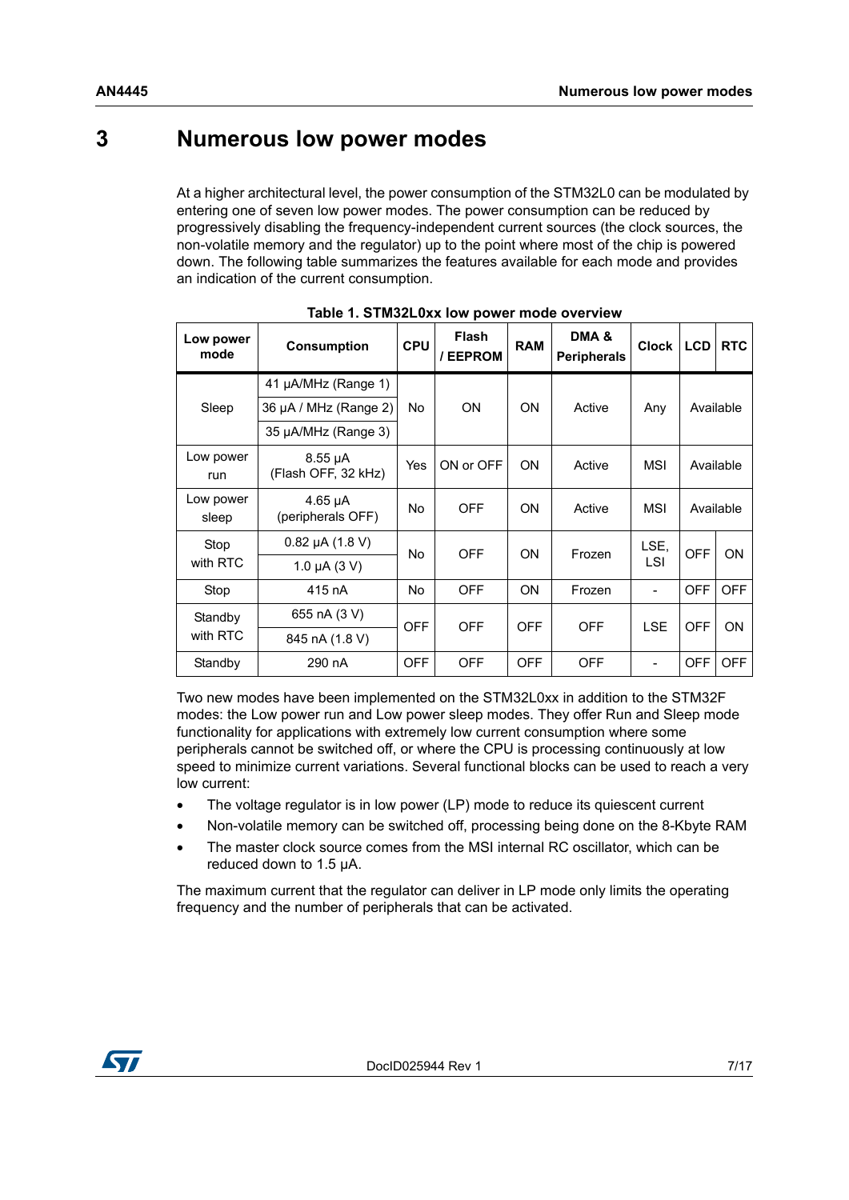# 3 Numerous low power modes

At a higher architectural level, the power consumption of the STM32L0 can be modulated by entering one of seven low power modes. The power consumption can be reduced by progressively disabling the frequency-independent current sources (the clock sources, the non-volatile memory and the regulator) up to the point where most of the chip is powered down. The following table summarizes the features available for each mode and provides an indication of the current consumption.

**Table 1. STM32L0xx low power mode overview**

| Low power mode | Consumption | CPU | Flash / EEPROM | RAM | DMA & Peripherals | Clock | LCD | RTC |
|---|---|---|---|---|---|---|---|---|
| Sleep | 41 µA/MHz (Range 1)<br>36 µA / MHz (Range 2)<br>35 µA/MHz (Range 3) | No | ON | ON | Active | Any | Available | |
| Low power run | 8.55 µA (Flash OFF, 32 kHz) | Yes | ON or OFF | ON | Active | MSI | Available | |
| Low power sleep | 4.65 µA (peripherals OFF) | No | OFF | ON | Active | MSI | Available | |
| Stop with RTC | 0.82 µA (1.8 V)<br>1.0 µA (3 V) | No | OFF | ON | Frozen | LSE, LSI | OFF | ON |
| Stop | 415 nA | No | OFF | ON | Frozen | - | OFF | OFF |
| Standby with RTC | 655 nA (3 V)<br>845 nA (1.8 V) | OFF | OFF | OFF | OFF | LSE | OFF | ON |
| Standby | 290 nA | OFF | OFF | OFF | OFF | - | OFF | OFF |

Two new modes have been implemented on the STM32L0xx in addition to the STM32F modes: the Low power run and Low power sleep modes. They offer Run and Sleep mode functionality for applications with extremely low current consumption where some peripherals cannot be switched off, or where the CPU is processing continuously at low speed to minimize current variations. Several functional blocks can be used to reach a very low current:

- The voltage regulator is in low power (LP) mode to reduce its quiescent current
- Non-volatile memory can be switched off, processing being done on the 8-Kbyte RAM
- The master clock source comes from the MSI internal RC oscillator, which can be reduced down to 1.5 µA.

The maximum current that the regulator can deliver in LP mode only limits the operating frequency and the number of peripherals that can be activated.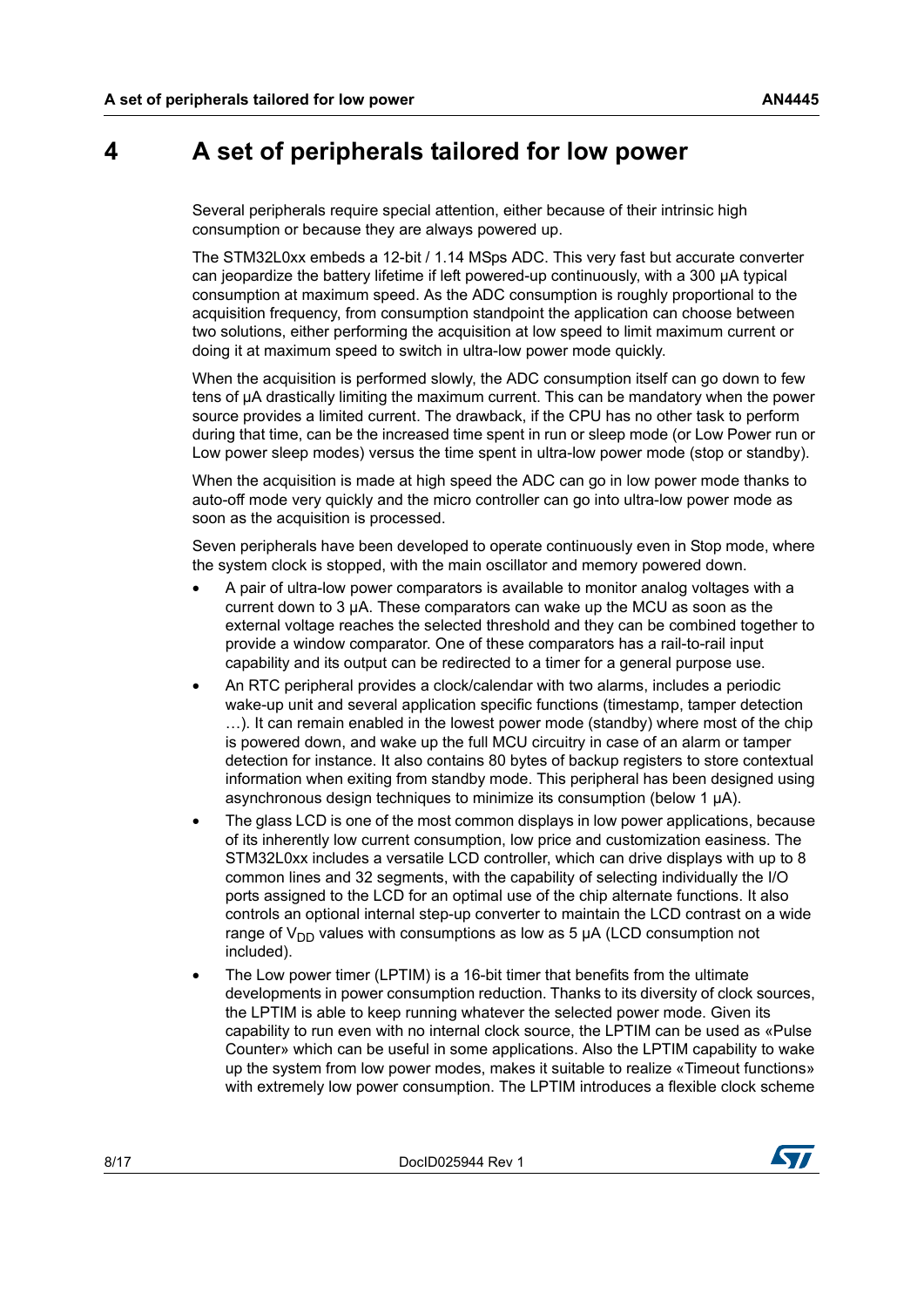# 4 A set of peripherals tailored for low power

Several peripherals require special attention, either because of their intrinsic high consumption or because they are always powered up.

The STM32L0xx embeds a 12-bit / 1.14 MSps ADC. This very fast but accurate converter can jeopardize the battery lifetime if left powered-up continuously, with a 300 µA typical consumption at maximum speed. As the ADC consumption is roughly proportional to the acquisition frequency, from consumption standpoint the application can choose between two solutions, either performing the acquisition at low speed to limit maximum current or doing it at maximum speed to switch in ultra-low power mode quickly.

When the acquisition is performed slowly, the ADC consumption itself can go down to few tens of µA drastically limiting the maximum current. This can be mandatory when the power source provides a limited current. The drawback, if the CPU has no other task to perform during that time, can be the increased time spent in run or sleep mode (or Low Power run or Low power sleep modes) versus the time spent in ultra-low power mode (stop or standby).

When the acquisition is made at high speed the ADC can go in low power mode thanks to auto-off mode very quickly and the micro controller can go into ultra-low power mode as soon as the acquisition is processed.

Seven peripherals have been developed to operate continuously even in Stop mode, where the system clock is stopped, with the main oscillator and memory powered down.

- A pair of ultra-low power comparators is available to monitor analog voltages with a current down to 3 µA. These comparators can wake up the MCU as soon as the external voltage reaches the selected threshold and they can be combined together to provide a window comparator. One of these comparators has a rail-to-rail input capability and its output can be redirected to a timer for a general purpose use.
- An RTC peripheral provides a clock/calendar with two alarms, includes a periodic wake-up unit and several application specific functions (timestamp, tamper detection …). It can remain enabled in the lowest power mode (standby) where most of the chip is powered down, and wake up the full MCU circuitry in case of an alarm or tamper detection for instance. It also contains 80 bytes of backup registers to store contextual information when exiting from standby mode. This peripheral has been designed using asynchronous design techniques to minimize its consumption (below 1 µA).
- The glass LCD is one of the most common displays in low power applications, because of its inherently low current consumption, low price and customization easiness. The STM32L0xx includes a versatile LCD controller, which can drive displays with up to 8 common lines and 32 segments, with the capability of selecting individually the I/O ports assigned to the LCD for an optimal use of the chip alternate functions. It also controls an optional internal step-up converter to maintain the LCD contrast on a wide range of $V_{DD}$ values with consumptions as low as 5 µA (LCD consumption not included).
- The Low power timer (LPTIM) is a 16-bit timer that benefits from the ultimate developments in power consumption reduction. Thanks to its diversity of clock sources, the LPTIM is able to keep running whatever the selected power mode. Given its capability to run even with no internal clock source, the LPTIM can be used as «Pulse Counter» which can be useful in some applications. Also the LPTIM capability to wake up the system from low power modes, makes it suitable to realize «Timeout functions» with extremely low power consumption. The LPTIM introduces a flexible clock scheme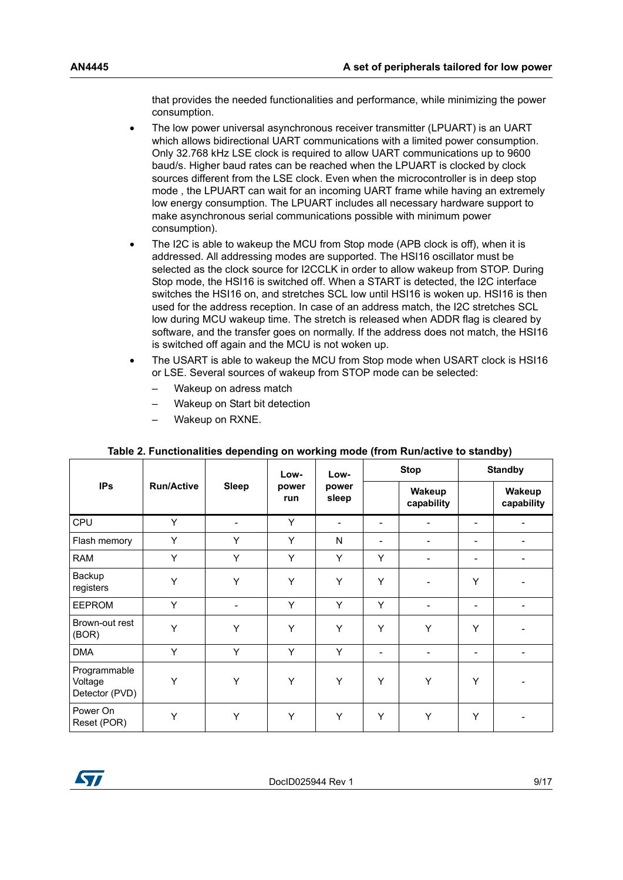that provides the needed functionalities and performance, while minimizing the power consumption.

- The low power universal asynchronous receiver transmitter (LPUART) is an UART which allows bidirectional UART communications with a limited power consumption. Only 32.768 kHz LSE clock is required to allow UART communications up to 9600 baud/s. Higher baud rates can be reached when the LPUART is clocked by clock sources different from the LSE clock. Even when the microcontroller is in deep stop mode , the LPUART can wait for an incoming UART frame while having an extremely low energy consumption. The LPUART includes all necessary hardware support to make asynchronous serial communications possible with minimum power consumption).
- The I2C is able to wakeup the MCU from Stop mode (APB clock is off), when it is addressed. All addressing modes are supported. The HSI16 oscillator must be selected as the clock source for I2CCLK in order to allow wakeup from STOP. During Stop mode, the HSI16 is switched off. When a START is detected, the I2C interface switches the HSI16 on, and stretches SCL low until HSI16 is woken up. HSI16 is then used for the address reception. In case of an address match, the I2C stretches SCL low during MCU wakeup time. The stretch is released when ADDR flag is cleared by software, and the transfer goes on normally. If the address does not match, the HSI16 is switched off again and the MCU is not woken up.
- The USART is able to wakeup the MCU from Stop mode when USART clock is HSI16 or LSE. Several sources of wakeup from STOP mode can be selected:
  - Wakeup on adress match
  - Wakeup on Start bit detection
  - Wakeup on RXNE.

**Table 2. Functionalities depending on working mode (from Run/active to standby)**

| IPs | Run/Active | Sleep | Low-power run | Low-power sleep | Stop | | Standby | |
|---|---|---|---|---|---|---|---|---|
| | | | | | | Wakeup capability | | Wakeup capability |
| CPU | Y | - | Y | - | - | - | - | - |
| Flash memory | Y | Y | Y | N | - | - | - | - |
| RAM | Y | Y | Y | Y | Y | - | - | - |
| Backup registers | Y | Y | Y | Y | Y | - | Y | - |
| EEPROM | Y | - | Y | Y | Y | - | - | - |
| Brown-out rest (BOR) | Y | Y | Y | Y | Y | Y | Y | - |
| DMA | Y | Y | Y | Y | - | - | - | - |
| Programmable Voltage Detector (PVD) | Y | Y | Y | Y | Y | Y | Y | - |
| Power On Reset (POR) | Y | Y | Y | Y | Y | Y | Y | - |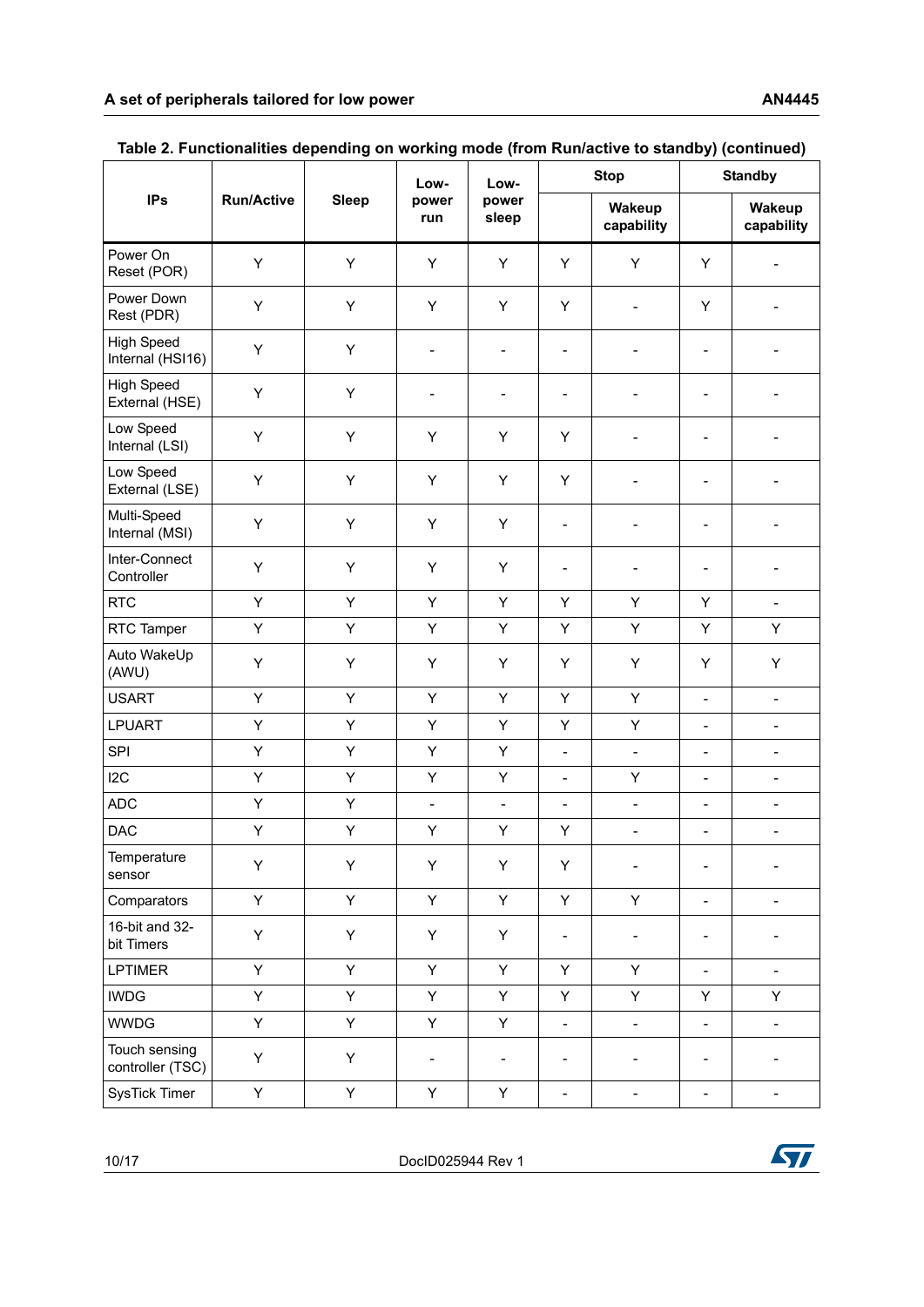Table 2. Functionalities depending on working mode (from Run/active to standby) (continued)

| IPs | Run/Active | Sleep | Low-power run | Low-power sleep | Stop | | Standby | |
|---|---|---|---|---|---|---|---|---|
| | | | | | | Wakeup capability | | Wakeup capability |
| Power On Reset (POR) | Y | Y | Y | Y | Y | Y | Y | - |
| Power Down Rest (PDR) | Y | Y | Y | Y | Y | - | Y | - |
| High Speed Internal (HSI16) | Y | Y | - | - | - | - | - | - |
| High Speed External (HSE) | Y | Y | - | - | - | - | - | - |
| Low Speed Internal (LSI) | Y | Y | Y | Y | Y | - | - | - |
| Low Speed External (LSE) | Y | Y | Y | Y | Y | - | - | - |
| Multi-Speed Internal (MSI) | Y | Y | Y | Y | - | - | - | - |
| Inter-Connect Controller | Y | Y | Y | Y | - | - | - | - |
| RTC | Y | Y | Y | Y | Y | Y | Y | - |
| RTC Tamper | Y | Y | Y | Y | Y | Y | Y | Y |
| Auto WakeUp (AWU) | Y | Y | Y | Y | Y | Y | Y | Y |
| USART | Y | Y | Y | Y | Y | Y | - | - |
| LPUART | Y | Y | Y | Y | Y | Y | - | - |
| SPI | Y | Y | Y | Y | - | - | - | - |
| I2C | Y | Y | Y | Y | - | Y | - | - |
| ADC | Y | Y | - | - | - | - | - | - |
| DAC | Y | Y | Y | Y | Y | - | - | - |
| Temperature sensor | Y | Y | Y | Y | Y | - | - | - |
| Comparators | Y | Y | Y | Y | Y | Y | - | - |
| 16-bit and 32-bit Timers | Y | Y | Y | Y | - | - | - | - |
| LPTIMER | Y | Y | Y | Y | Y | Y | - | - |
| IWDG | Y | Y | Y | Y | Y | Y | Y | Y |
| WWDG | Y | Y | Y | Y | - | - | - | - |
| Touch sensing controller (TSC) | Y | Y | - | - | - | - | - | - |
| SysTick Timer | Y | Y | Y | Y | - | - | - | - |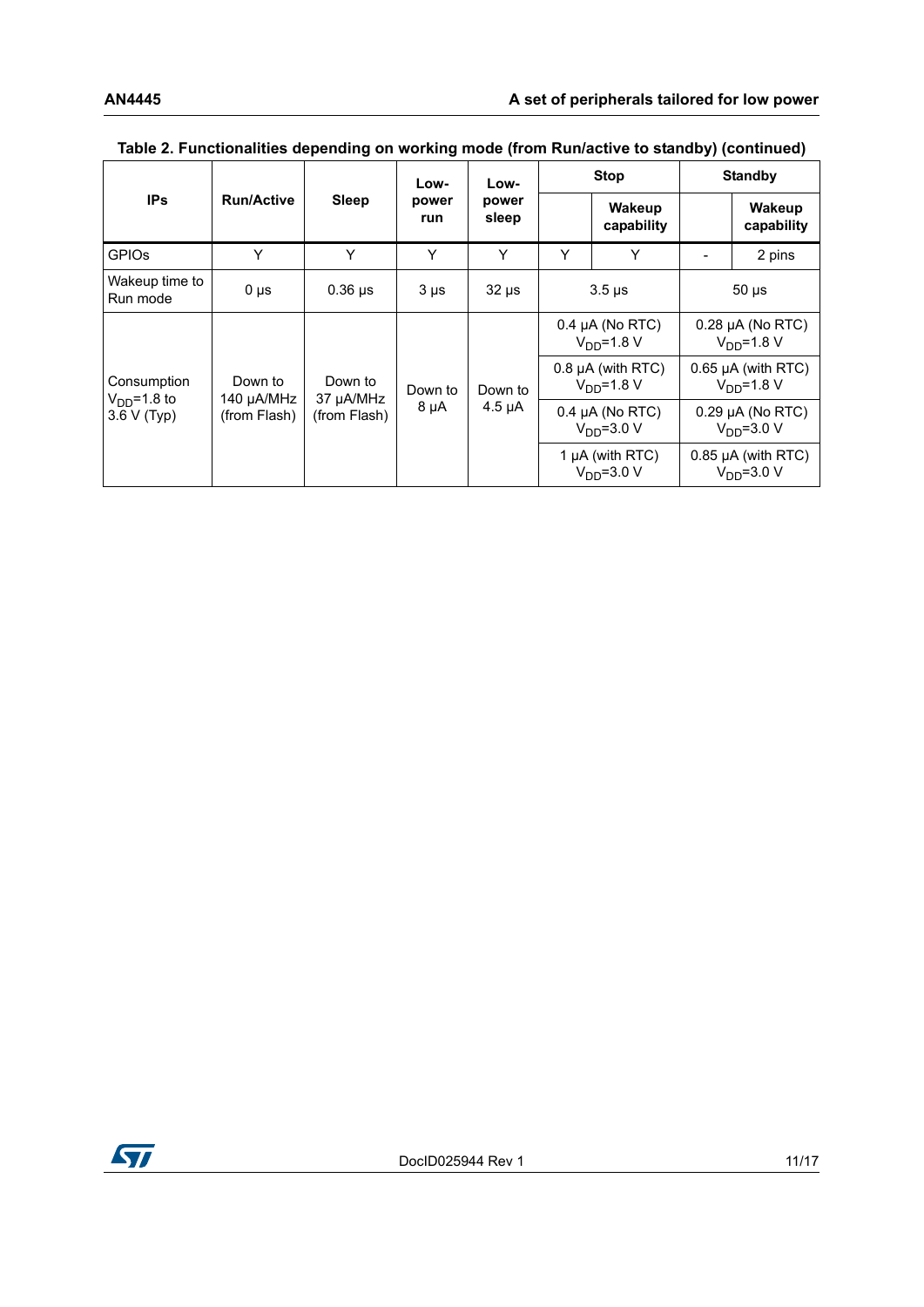**Table 2. Functionalities depending on working mode (from Run/active to standby) (continued)**

| IPs | Run/Active | Sleep | Low-power run | Low-power sleep | Stop | | Standby | |
|---|---|---|---|---|---|---|---|---|
| | | | | | | Wakeup capability | | Wakeup capability |
| GPIOs | Y | Y | Y | Y | Y | Y | - | 2 pins |
| Wakeup time to Run mode | 0 µs | 0.36 µs | 3 µs | 32 µs | 3.5 µs | | 50 µs | |
| Consumption $V_{DD}$=1.8 to 3.6 V (Typ) | Down to 140 µA/MHz (from Flash) | Down to 37 µA/MHz (from Flash) | Down to 8 µA | Down to 4.5 µA | 0.4 µA (No RTC) $V_{DD}$=1.8 V | | 0.28 µA (No RTC) $V_{DD}$=1.8 V | |
| | | | | | 0.8 µA (with RTC) $V_{DD}$=1.8 V | | 0.65 µA (with RTC) $V_{DD}$=1.8 V | |
| | | | | | 0.4 µA (No RTC) $V_{DD}$=3.0 V | | 0.29 µA (No RTC) $V_{DD}$=3.0 V | |
| | | | | | 1 µA (with RTC) $V_{DD}$=3.0 V | | 0.85 µA (with RTC) $V_{DD}$=3.0 V | |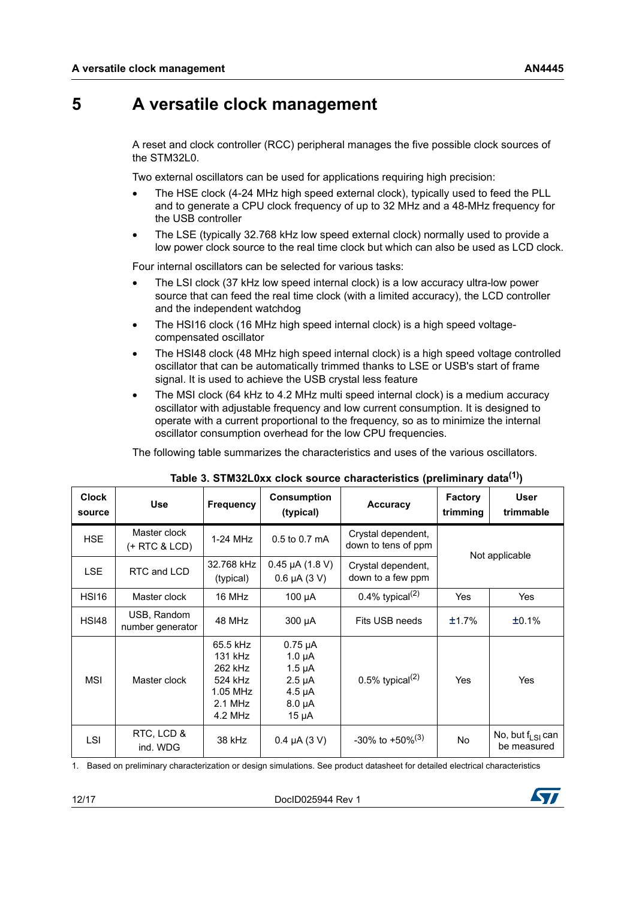# 5 A versatile clock management

A reset and clock controller (RCC) peripheral manages the five possible clock sources of the STM32L0.

Two external oscillators can be used for applications requiring high precision:

- The HSE clock (4-24 MHz high speed external clock), typically used to feed the PLL and to generate a CPU clock frequency of up to 32 MHz and a 48-MHz frequency for the USB controller
- The LSE (typically 32.768 kHz low speed external clock) normally used to provide a low power clock source to the real time clock but which can also be used as LCD clock.

Four internal oscillators can be selected for various tasks:

- The LSI clock (37 kHz low speed internal clock) is a low accuracy ultra-low power source that can feed the real time clock (with a limited accuracy), the LCD controller and the independent watchdog
- The HSI16 clock (16 MHz high speed internal clock) is a high speed voltage-compensated oscillator
- The HSI48 clock (48 MHz high speed internal clock) is a high speed voltage controlled oscillator that can be automatically trimmed thanks to LSE or USB's start of frame signal. It is used to achieve the USB crystal less feature
- The MSI clock (64 kHz to 4.2 MHz multi speed internal clock) is a medium accuracy oscillator with adjustable frequency and low current consumption. It is designed to operate with a current proportional to the frequency, so as to minimize the internal oscillator consumption overhead for the low CPU frequencies.

The following table summarizes the characteristics and uses of the various oscillators.

**Table 3. STM32L0xx clock source characteristics (preliminary data[1])**

| Clock source | Use | Frequency | Consumption (typical) | Accuracy | Factory trimming | User trimmable |
|---|---|---|---|---|---|---|
| HSE | Master clock (+ RTC & LCD) | 1-24 MHz | 0.5 to 0.7 mA | Crystal dependent, down to tens of ppm | Not applicable | |
| LSE | RTC and LCD | 32.768 kHz (typical) | 0.45 µA (1.8 V) 0.6 µA (3 V) | Crystal dependent, down to a few ppm | | |
| HSI16 | Master clock | 16 MHz | 100 µA | 0.4% typical[2] | Yes | Yes |
| HSI48 | USB, Random number generator | 48 MHz | 300 µA | Fits USB needs | ±1.7% | ±0.1% |
| MSI | Master clock | 65.5 kHz<br>131 kHz<br>262 kHz<br>524 kHz<br>1.05 MHz<br>2.1 MHz<br>4.2 MHz | 0.75 µA<br>1.0 µA<br>1.5 µA<br>2.5 µA<br>4.5 µA<br>8.0 µA<br>15 µA | 0.5% typical[2] | Yes | Yes |
| LSI | RTC, LCD & ind. WDG | 38 kHz | 0.4 µA (3 V) | -30% to +50%[3] | No | No, but $f_{LSI}$ can be measured |

1. Based on preliminary characterization or design simulations. See product datasheet for detailed electrical characteristics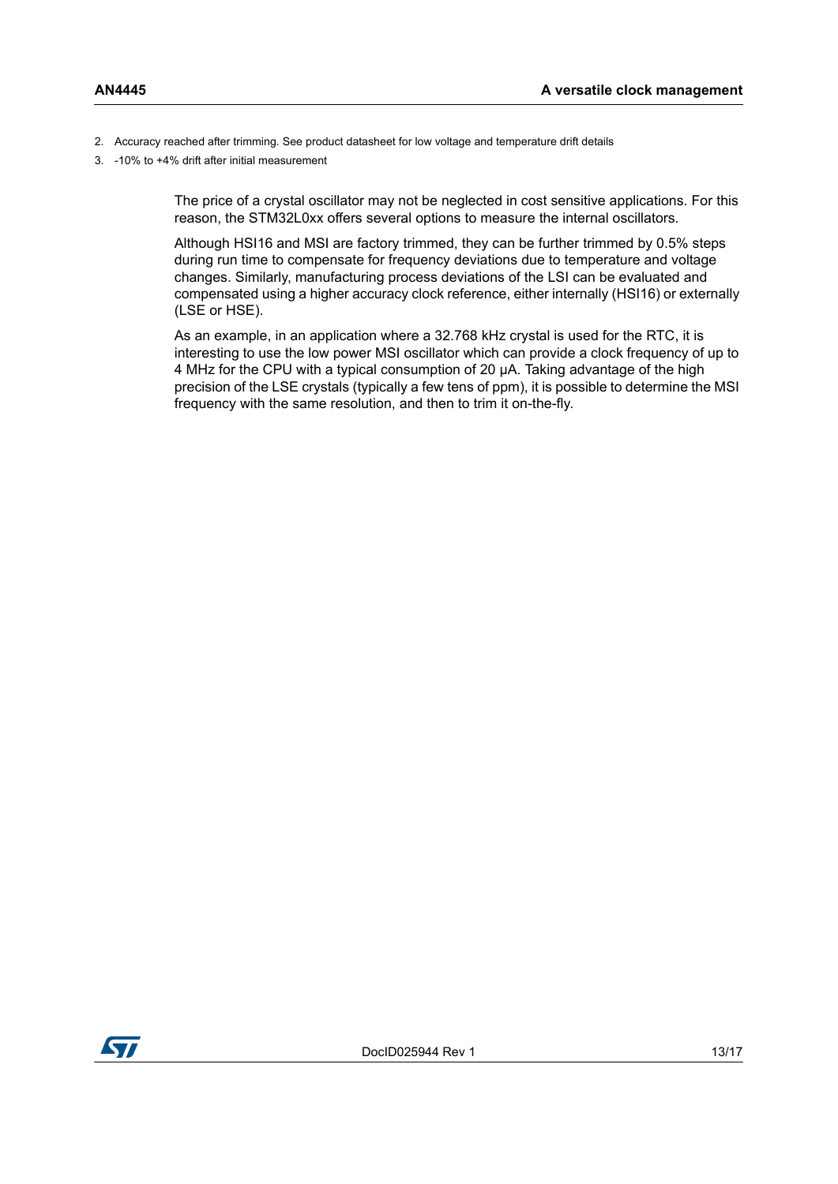2. Accuracy reached after trimming. See product datasheet for low voltage and temperature drift details
3. -10% to +4% drift after initial measurement

The price of a crystal oscillator may not be neglected in cost sensitive applications. For this reason, the STM32L0xx offers several options to measure the internal oscillators.

Although HSI16 and MSI are factory trimmed, they can be further trimmed by 0.5% steps during run time to compensate for frequency deviations due to temperature and voltage changes. Similarly, manufacturing process deviations of the LSI can be evaluated and compensated using a higher accuracy clock reference, either internally (HSI16) or externally (LSE or HSE).

As an example, in an application where a 32.768 kHz crystal is used for the RTC, it is interesting to use the low power MSI oscillator which can provide a clock frequency of up to 4 MHz for the CPU with a typical consumption of 20 µA. Taking advantage of the high precision of the LSE crystals (typically a few tens of ppm), it is possible to determine the MSI frequency with the same resolution, and then to trim it on-the-fly.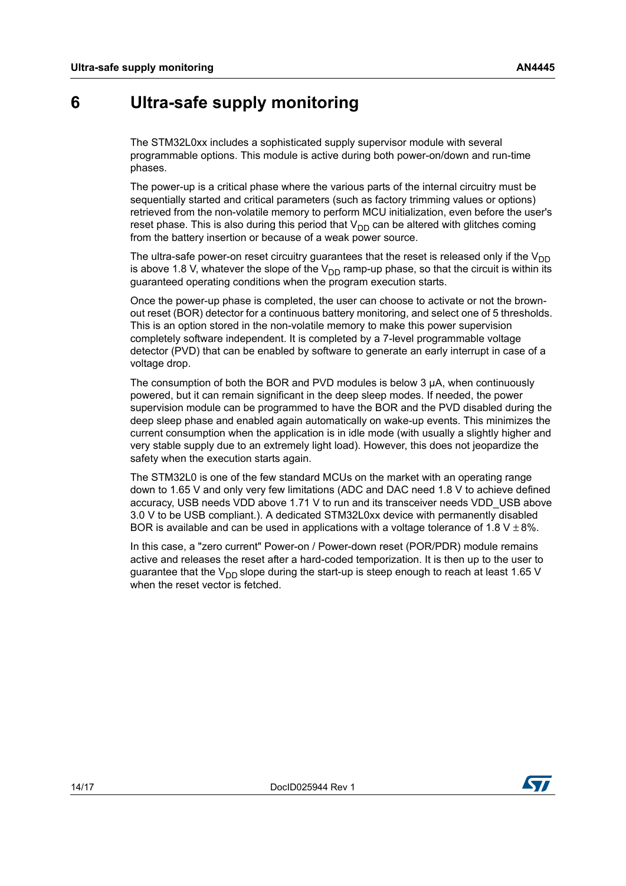# 6 Ultra-safe supply monitoring

The STM32L0xx includes a sophisticated supply supervisor module with several programmable options. This module is active during both power-on/down and run-time phases.

The power-up is a critical phase where the various parts of the internal circuitry must be sequentially started and critical parameters (such as factory trimming values or options) retrieved from the non-volatile memory to perform MCU initialization, even before the user's reset phase. This is also during this period that $V_{DD}$ can be altered with glitches coming from the battery insertion or because of a weak power source.

The ultra-safe power-on reset circuitry guarantees that the reset is released only if the $V_{DD}$ is above 1.8 V, whatever the slope of the $V_{DD}$ ramp-up phase, so that the circuit is within its guaranteed operating conditions when the program execution starts.

Once the power-up phase is completed, the user can choose to activate or not the brown-out reset (BOR) detector for a continuous battery monitoring, and select one of 5 thresholds. This is an option stored in the non-volatile memory to make this power supervision completely software independent. It is completed by a 7-level programmable voltage detector (PVD) that can be enabled by software to generate an early interrupt in case of a voltage drop.

The consumption of both the BOR and PVD modules is below 3 µA, when continuously powered, but it can remain significant in the deep sleep modes. If needed, the power supervision module can be programmed to have the BOR and the PVD disabled during the deep sleep phase and enabled again automatically on wake-up events. This minimizes the current consumption when the application is in idle mode (with usually a slightly higher and very stable supply due to an extremely light load). However, this does not jeopardize the safety when the execution starts again.

The STM32L0 is one of the few standard MCUs on the market with an operating range down to 1.65 V and only very few limitations (ADC and DAC need 1.8 V to achieve defined accuracy, USB needs VDD above 1.71 V to run and its transceiver needs VDD_USB above 3.0 V to be USB compliant.). A dedicated STM32L0xx device with permanently disabled BOR is available and can be used in applications with a voltage tolerance of 1.8 V $\pm$ 8%.

In this case, a "zero current" Power-on / Power-down reset (POR/PDR) module remains active and releases the reset after a hard-coded temporization. It is then up to the user to guarantee that the $V_{DD}$ slope during the start-up is steep enough to reach at least 1.65 V when the reset vector is fetched.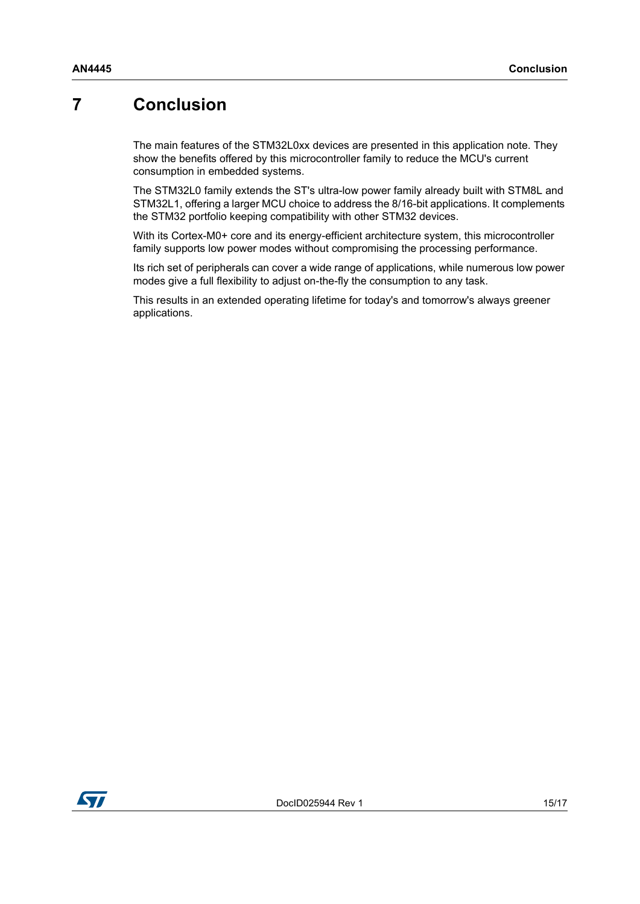# 7 Conclusion

The main features of the STM32L0xx devices are presented in this application note. They show the benefits offered by this microcontroller family to reduce the MCU's current consumption in embedded systems.

The STM32L0 family extends the ST's ultra-low power family already built with STM8L and STM32L1, offering a larger MCU choice to address the 8/16-bit applications. It complements the STM32 portfolio keeping compatibility with other STM32 devices.

With its Cortex-M0+ core and its energy-efficient architecture system, this microcontroller family supports low power modes without compromising the processing performance.

Its rich set of peripherals can cover a wide range of applications, while numerous low power modes give a full flexibility to adjust on-the-fly the consumption to any task.

This results in an extended operating lifetime for today's and tomorrow's always greener applications.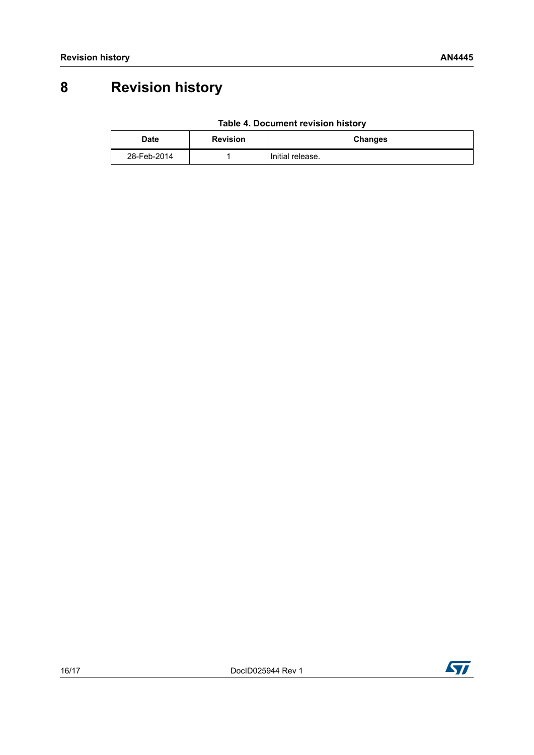# 8 Revision history

**Table 4. Document revision history**

| Date | Revision | Changes |
|---|---|---|
| 28-Feb-2014 | 1 | Initial release. |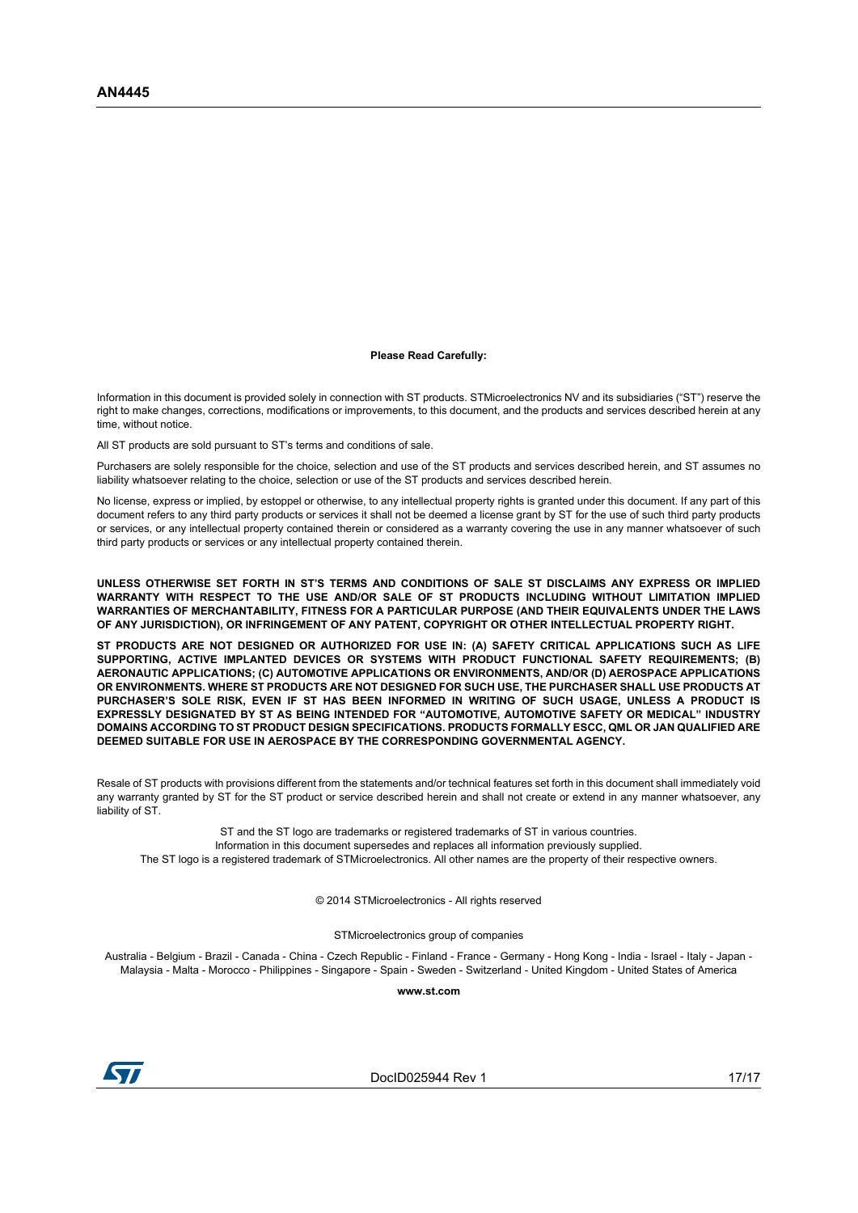**Please Read Carefully:**

Information in this document is provided solely in connection with ST products. STMicroelectronics NV and its subsidiaries (“ST”) reserve the right to make changes, corrections, modifications or improvements, to this document, and the products and services described herein at any time, without notice.

All ST products are sold pursuant to ST’s terms and conditions of sale.

Purchasers are solely responsible for the choice, selection and use of the ST products and services described herein, and ST assumes no liability whatsoever relating to the choice, selection or use of the ST products and services described herein.

No license, express or implied, by estoppel or otherwise, to any intellectual property rights is granted under this document. If any part of this document refers to any third party products or services it shall not be deemed a license grant by ST for the use of such third party products or services, or any intellectual property contained therein or considered as a warranty covering the use in any manner whatsoever of such third party products or services or any intellectual property contained therein.

**UNLESS OTHERWISE SET FORTH IN ST’S TERMS AND CONDITIONS OF SALE ST DISCLAIMS ANY EXPRESS OR IMPLIED WARRANTY WITH RESPECT TO THE USE AND/OR SALE OF ST PRODUCTS INCLUDING WITHOUT LIMITATION IMPLIED WARRANTIES OF MERCHANTABILITY, FITNESS FOR A PARTICULAR PURPOSE (AND THEIR EQUIVALENTS UNDER THE LAWS OF ANY JURISDICTION), OR INFRINGEMENT OF ANY PATENT, COPYRIGHT OR OTHER INTELLECTUAL PROPERTY RIGHT.**

**ST PRODUCTS ARE NOT DESIGNED OR AUTHORIZED FOR USE IN: (A) SAFETY CRITICAL APPLICATIONS SUCH AS LIFE SUPPORTING, ACTIVE IMPLANTED DEVICES OR SYSTEMS WITH PRODUCT FUNCTIONAL SAFETY REQUIREMENTS; (B) AERONAUTIC APPLICATIONS; (C) AUTOMOTIVE APPLICATIONS OR ENVIRONMENTS, AND/OR (D) AEROSPACE APPLICATIONS OR ENVIRONMENTS. WHERE ST PRODUCTS ARE NOT DESIGNED FOR SUCH USE, THE PURCHASER SHALL USE PRODUCTS AT PURCHASER’S SOLE RISK, EVEN IF ST HAS BEEN INFORMED IN WRITING OF SUCH USAGE, UNLESS A PRODUCT IS EXPRESSLY DESIGNATED BY ST AS BEING INTENDED FOR “AUTOMOTIVE, AUTOMOTIVE SAFETY OR MEDICAL” INDUSTRY DOMAINS ACCORDING TO ST PRODUCT DESIGN SPECIFICATIONS. PRODUCTS FORMALLY ESCC, QML OR JAN QUALIFIED ARE DEEMED SUITABLE FOR USE IN AEROSPACE BY THE CORRESPONDING GOVERNMENTAL AGENCY.**

Resale of ST products with provisions different from the statements and/or technical features set forth in this document shall immediately void any warranty granted by ST for the ST product or service described herein and shall not create or extend in any manner whatsoever, any liability of ST.

ST and the ST logo are trademarks or registered trademarks of ST in various countries.
Information in this document supersedes and replaces all information previously supplied.
The ST logo is a registered trademark of STMicroelectronics. All other names are the property of their respective owners.

© 2014 STMicroelectronics - All rights reserved

STMicroelectronics group of companies

Australia - Belgium - Brazil - Canada - China - Czech Republic - Finland - France - Germany - Hong Kong - India - Israel - Italy - Japan - Malaysia - Malta - Morocco - Philippines - Singapore - Spain - Sweden - Switzerland - United Kingdom - United States of America

**www.st.com**